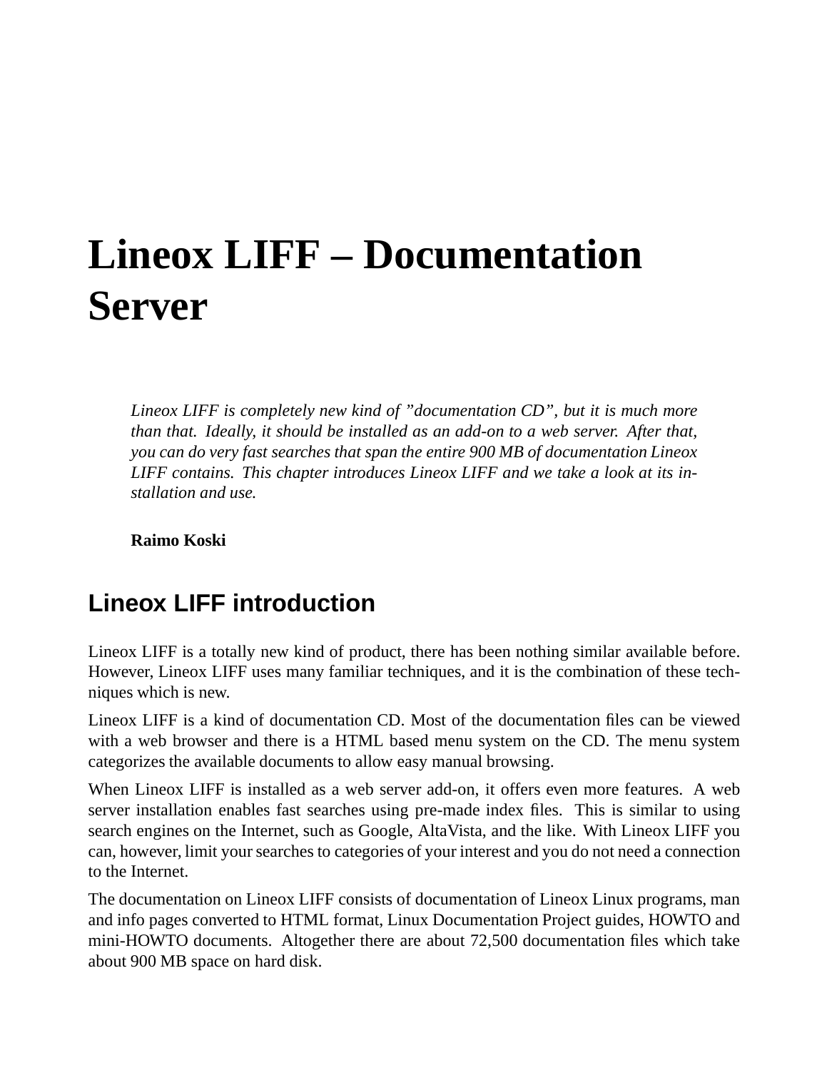# Lineox LIFF – Documentation Server

*Lineox LIFF is completely new kind of "documentation CD", but it is much more than that. Ideally, it should be installed as an add-on to a web server. After that, you can do very fast searches that span the entire 900 MB of documentation Lineox LIFF contains. This chapter introduces Lineox LIFF and we take a look at its installation and use.*

**Raimo Koski**

## Lineox LIFF introduction

Lineox LIFF is a totally new kind of product, there has been nothing similar available before. However, Lineox LIFF uses many familiar techniques, and it is the combination of these techniques which is new.

Lineox LIFF is a kind of documentation CD. Most of the documentation files can be viewed with a web browser and there is a HTML based menu system on the CD. The menu system categorizes the available documents to allow easy manual browsing.

When Lineox LIFF is installed as a web server add-on, it offers even more features. A web server installation enables fast searches using pre-made index files. This is similar to using search engines on the Internet, such as Google, AltaVista, and the like. With Lineox LIFF you can, however, limit your searches to categories of your interest and you do not need a connection to the Internet.

The documentation on Lineox LIFF consists of documentation of Lineox Linux programs, man and info pages converted to HTML format, Linux Documentation Project guides, HOWTO and mini-HOWTO documents. Altogether there are about 72,500 documentation files which take about 900 MB space on hard disk.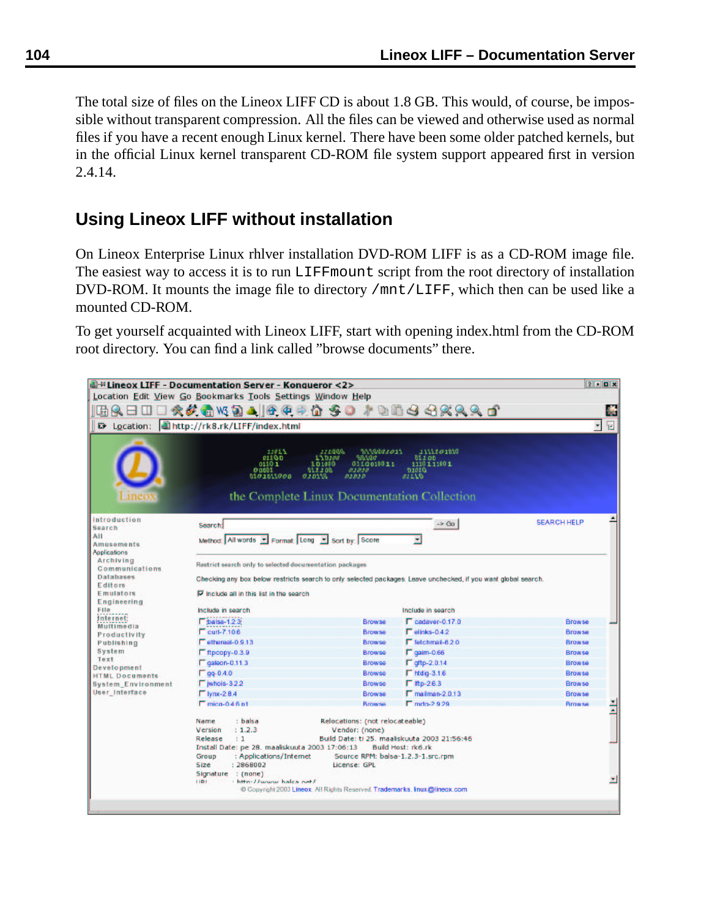The total size of files on the Lineox LIFF CD is about 1.8 GB. This would, of course, be impossible without transparent compression. All the files can be viewed and otherwise used as normal files if you have a recent enough Linux kernel. There have been some older patched kernels, but in the official Linux kernel transparent CD-ROM file system support appeared first in version 2.4.14.

## Using Lineox LIFF without installation

On Lineox Enterprise Linux rhlver installation DVD-ROM LIFF is as a CD-ROM image file. The easiest way to access it is to run `LIFFmount` script from the root directory of installation DVD-ROM. It mounts the image file to directory `/mnt/LIFF`, which then can be used like a mounted CD-ROM.

To get yourself acquainted with Lineox LIFF, start with opening index.html from the CD-ROM root directory. You can find a link called "browse documents" there.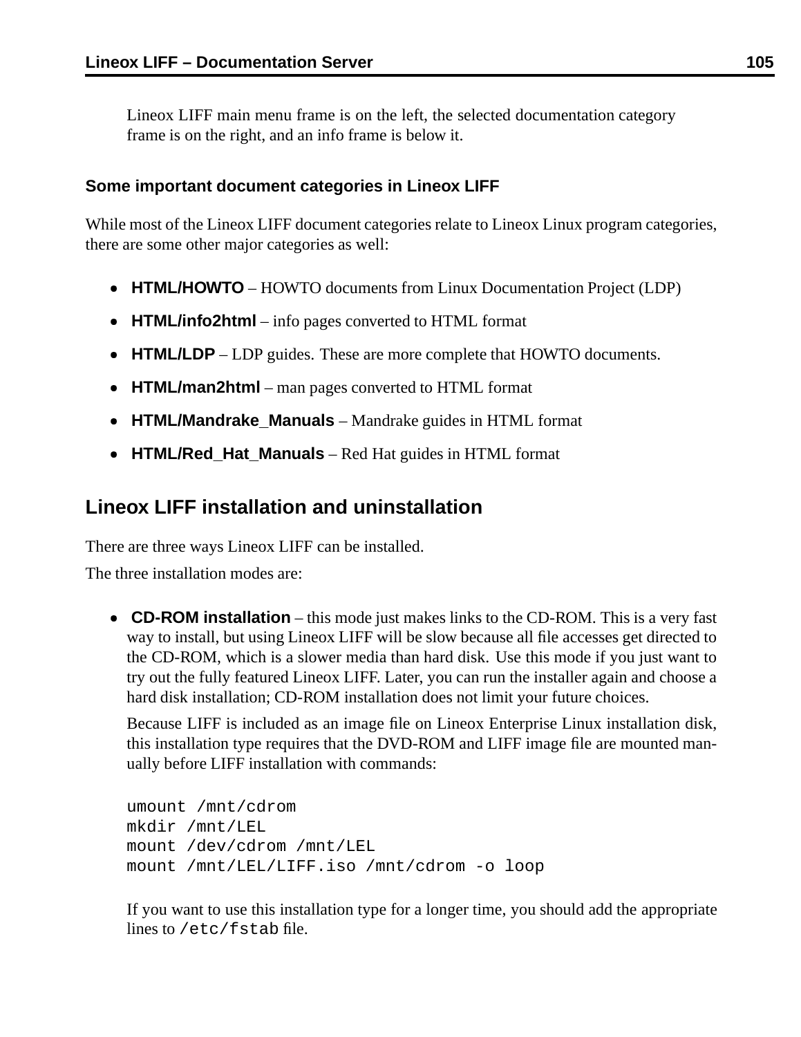Lineox LIFF main menu frame is on the left, the selected documentation category frame is on the right, and an info frame is below it.

### Some important document categories in Lineox LIFF

While most of the Lineox LIFF document categories relate to Lineox Linux program categories, there are some other major categories as well:

- **HTML/HOWTO** – HOWTO documents from Linux Documentation Project (LDP)
- **HTML/info2html** – info pages converted to HTML format
- **HTML/LDP** – LDP guides. These are more complete that HOWTO documents.
- **HTML/man2html** – man pages converted to HTML format
- **HTML/Mandrake_Manuals** – Mandrake guides in HTML format
- **HTML/Red_Hat_Manuals** – Red Hat guides in HTML format

## Lineox LIFF installation and uninstallation

There are three ways Lineox LIFF can be installed.

The three installation modes are:

- **CD-ROM installation** – this mode just makes links to the CD-ROM. This is a very fast way to install, but using Lineox LIFF will be slow because all file accesses get directed to the CD-ROM, which is a slower media than hard disk. Use this mode if you just want to try out the fully featured Lineox LIFF. Later, you can run the installer again and choose a hard disk installation; CD-ROM installation does not limit your future choices.

  Because LIFF is included as an image file on Lineox Enterprise Linux installation disk, this installation type requires that the DVD-ROM and LIFF image file are mounted manually before LIFF installation with commands:

  ```
  umount /mnt/cdrom
  mkdir /mnt/LEL
  mount /dev/cdrom /mnt/LEL
  mount /mnt/LEL/LIFF.iso /mnt/cdrom -o loop
  ```

  If you want to use this installation type for a longer time, you should add the appropriate lines to `/etc/fstab` file.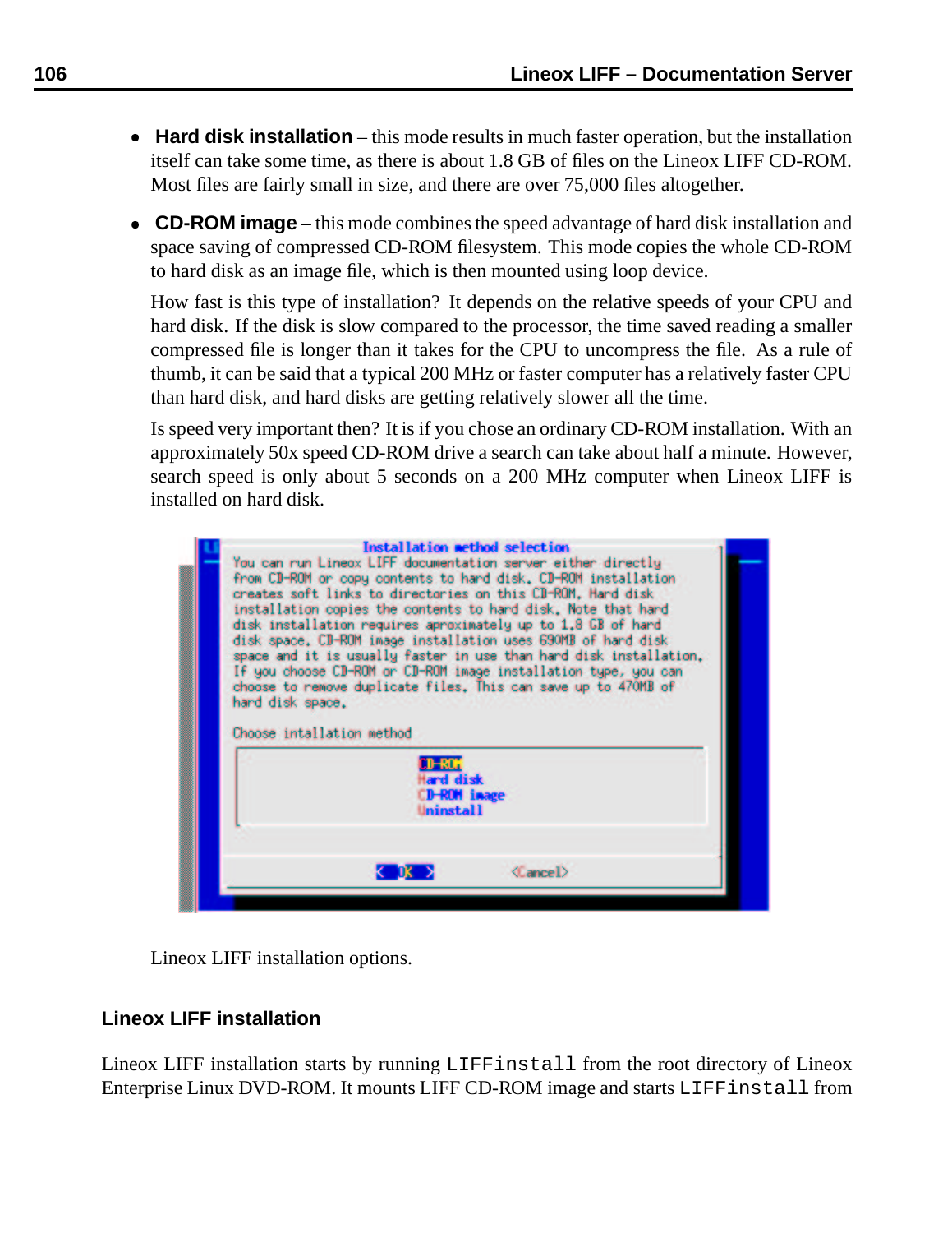- **Hard disk installation** – this mode results in much faster operation, but the installation itself can take some time, as there is about 1.8 GB of files on the Lineox LIFF CD-ROM. Most files are fairly small in size, and there are over 75,000 files altogether.

- **CD-ROM image** – this mode combines the speed advantage of hard disk installation and space saving of compressed CD-ROM filesystem. This mode copies the whole CD-ROM to hard disk as an image file, which is then mounted using loop device.

  How fast is this type of installation? It depends on the relative speeds of your CPU and hard disk. If the disk is slow compared to the processor, the time saved reading a smaller compressed file is longer than it takes for the CPU to uncompress the file. As a rule of thumb, it can be said that a typical 200 MHz or faster computer has a relatively faster CPU than hard disk, and hard disks are getting relatively slower all the time.

  Is speed very important then? It is if you chose an ordinary CD-ROM installation. With an approximately 50x speed CD-ROM drive a search can take about half a minute. However, search speed is only about 5 seconds on a 200 MHz computer when Lineox LIFF is installed on hard disk.

```
Installation method selection
You can run Lineox LIFF documentation server either directly
from CD-ROM or copy contents to hard disk. CD-ROM installation
creates soft links to directories on this CD-ROM. Hard disk
installation copies the contents to hard disk. Note that hard
disk installation requires aproximately up to 1.8 GB of hard
disk space. CD-ROM image installation uses 690MB of hard disk
space and it is usually faster in use than hard disk installation.
If you choose CD-ROM or CD-ROM image installation type, you can
choose to remove duplicate files. This can save up to 470MB of
hard disk space.

Choose intallation method

        CD-ROM
        Hard disk
        CD-ROM image
        Uninstall

    < OK >            <Cancel>
```

Lineox LIFF installation options.

## Lineox LIFF installation

Lineox LIFF installation starts by running `LIFFinstall` from the root directory of Lineox Enterprise Linux DVD-ROM. It mounts LIFF CD-ROM image and starts `LIFFinstall` from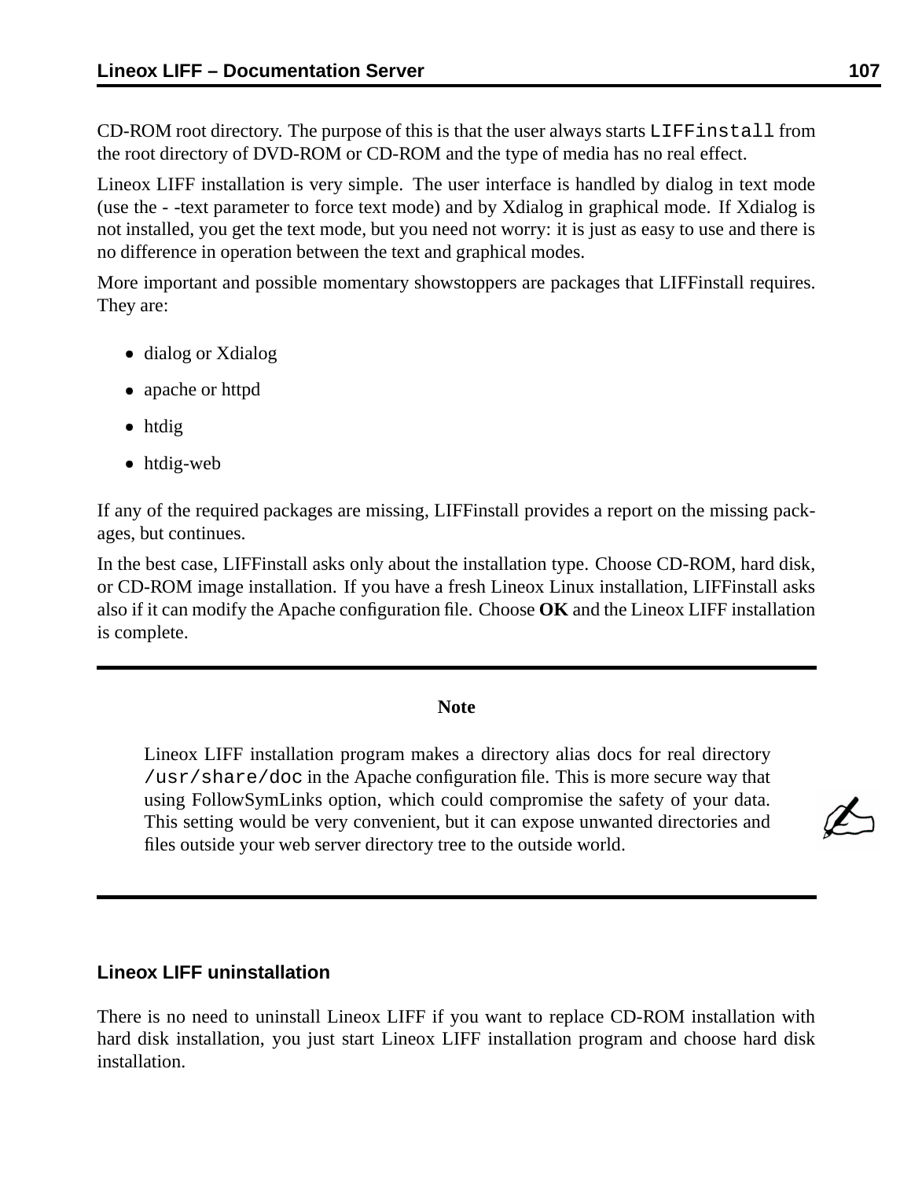CD-ROM root directory. The purpose of this is that the user always starts `LIFFinstall` from the root directory of DVD-ROM or CD-ROM and the type of media has no real effect.

Lineox LIFF installation is very simple. The user interface is handled by dialog in text mode (use the - -text parameter to force text mode) and by Xdialog in graphical mode. If Xdialog is not installed, you get the text mode, but you need not worry: it is just as easy to use and there is no difference in operation between the text and graphical modes.

More important and possible momentary showstoppers are packages that LIFFinstall requires. They are:

- dialog or Xdialog
- apache or httpd
- htdig
- htdig-web

If any of the required packages are missing, LIFFinstall provides a report on the missing packages, but continues.

In the best case, LIFFinstall asks only about the installation type. Choose CD-ROM, hard disk, or CD-ROM image installation. If you have a fresh Lineox Linux installation, LIFFinstall asks also if it can modify the Apache configuration file. Choose **OK** and the Lineox LIFF installation is complete.

---

**Note**

Lineox LIFF installation program makes a directory alias docs for real directory `/usr/share/doc` in the Apache configuration file. This is more secure way that using FollowSymLinks option, which could compromise the safety of your data. This setting would be very convenient, but it can expose unwanted directories and files outside your web server directory tree to the outside world.

---

### Lineox LIFF uninstallation

There is no need to uninstall Lineox LIFF if you want to replace CD-ROM installation with hard disk installation, you just start Lineox LIFF installation program and choose hard disk installation.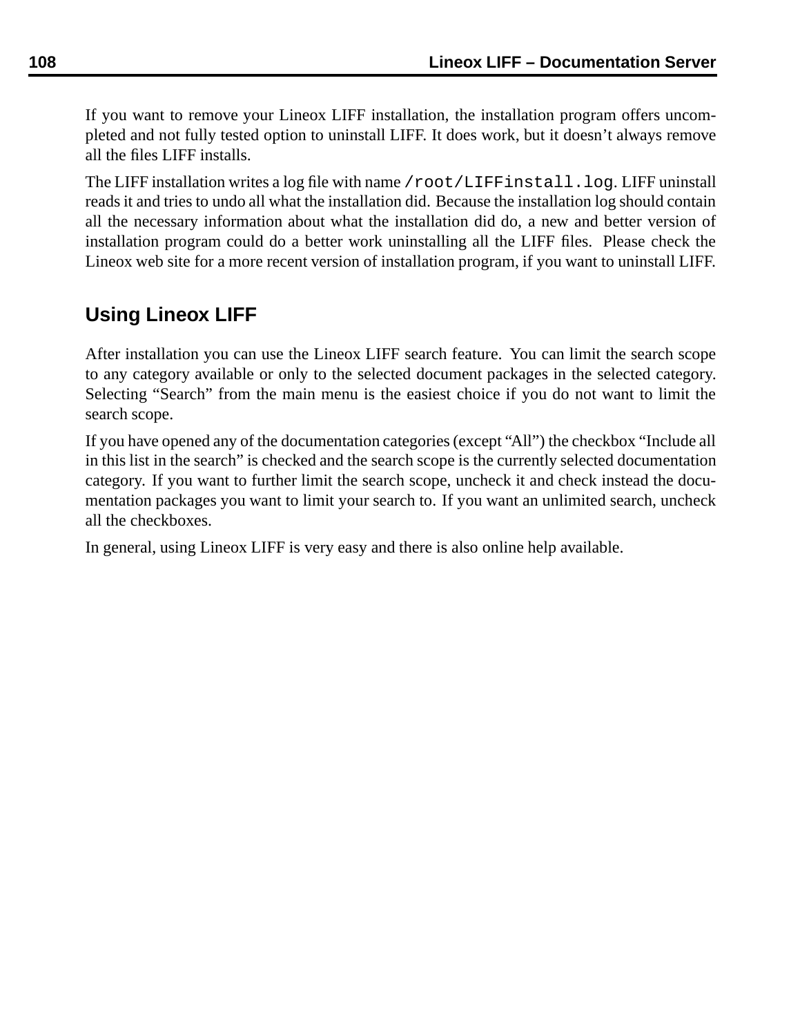If you want to remove your Lineox LIFF installation, the installation program offers uncompleted and not fully tested option to uninstall LIFF. It does work, but it doesn't always remove all the files LIFF installs.

The LIFF installation writes a log file with name `/root/LIFFinstall.log`. LIFF uninstall reads it and tries to undo all what the installation did. Because the installation log should contain all the necessary information about what the installation did do, a new and better version of installation program could do a better work uninstalling all the LIFF files. Please check the Lineox web site for a more recent version of installation program, if you want to uninstall LIFF.

## Using Lineox LIFF

After installation you can use the Lineox LIFF search feature. You can limit the search scope to any category available or only to the selected document packages in the selected category. Selecting "Search" from the main menu is the easiest choice if you do not want to limit the search scope.

If you have opened any of the documentation categories (except "All") the checkbox "Include all in this list in the search" is checked and the search scope is the currently selected documentation category. If you want to further limit the search scope, uncheck it and check instead the documentation packages you want to limit your search to. If you want an unlimited search, uncheck all the checkboxes.

In general, using Lineox LIFF is very easy and there is also online help available.